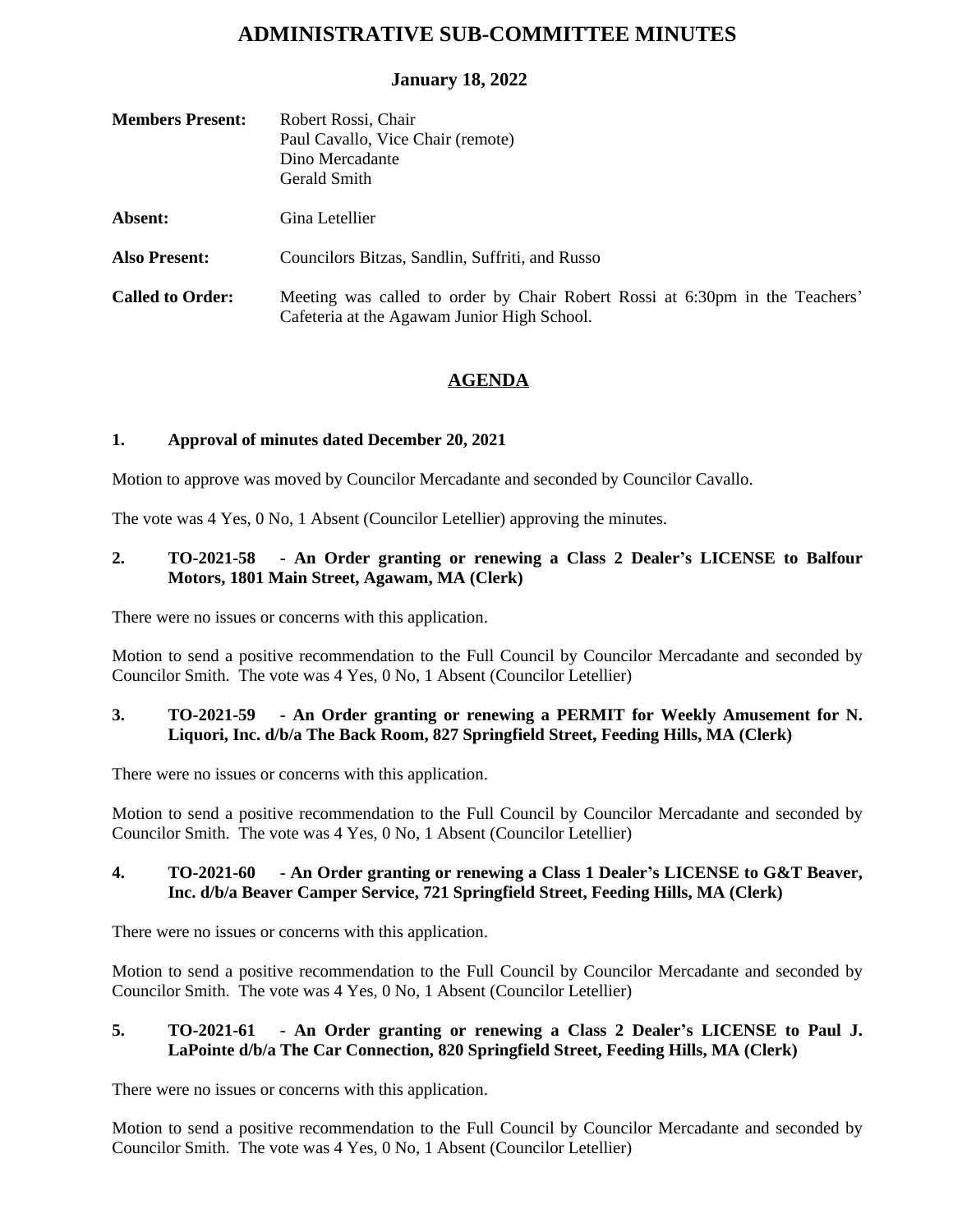# ADMINISTRATIVE SUB-COMMITTEE MINUTES

**January 18, 2022**

**Members Present:** Robert Rossi, Chair
Paul Cavallo, Vice Chair (remote)
Dino Mercadante
Gerald Smith

**Absent:** Gina Letellier

**Also Present:** Councilors Bitzas, Sandlin, Suffriti, and Russo

**Called to Order:** Meeting was called to order by Chair Robert Rossi at 6:30pm in the Teachers' Cafeteria at the Agawam Junior High School.

## AGENDA

**1. Approval of minutes dated December 20, 2021**

Motion to approve was moved by Councilor Mercadante and seconded by Councilor Cavallo.

The vote was 4 Yes, 0 No, 1 Absent (Councilor Letellier) approving the minutes.

**2. TO-2021-58 - An Order granting or renewing a Class 2 Dealer's LICENSE to Balfour Motors, 1801 Main Street, Agawam, MA (Clerk)**

There were no issues or concerns with this application.

Motion to send a positive recommendation to the Full Council by Councilor Mercadante and seconded by Councilor Smith. The vote was 4 Yes, 0 No, 1 Absent (Councilor Letellier)

**3. TO-2021-59 - An Order granting or renewing a PERMIT for Weekly Amusement for N. Liquori, Inc. d/b/a The Back Room, 827 Springfield Street, Feeding Hills, MA (Clerk)**

There were no issues or concerns with this application.

Motion to send a positive recommendation to the Full Council by Councilor Mercadante and seconded by Councilor Smith. The vote was 4 Yes, 0 No, 1 Absent (Councilor Letellier)

**4. TO-2021-60 - An Order granting or renewing a Class 1 Dealer's LICENSE to G&T Beaver, Inc. d/b/a Beaver Camper Service, 721 Springfield Street, Feeding Hills, MA (Clerk)**

There were no issues or concerns with this application.

Motion to send a positive recommendation to the Full Council by Councilor Mercadante and seconded by Councilor Smith. The vote was 4 Yes, 0 No, 1 Absent (Councilor Letellier)

**5. TO-2021-61 - An Order granting or renewing a Class 2 Dealer's LICENSE to Paul J. LaPointe d/b/a The Car Connection, 820 Springfield Street, Feeding Hills, MA (Clerk)**

There were no issues or concerns with this application.

Motion to send a positive recommendation to the Full Council by Councilor Mercadante and seconded by Councilor Smith. The vote was 4 Yes, 0 No, 1 Absent (Councilor Letellier)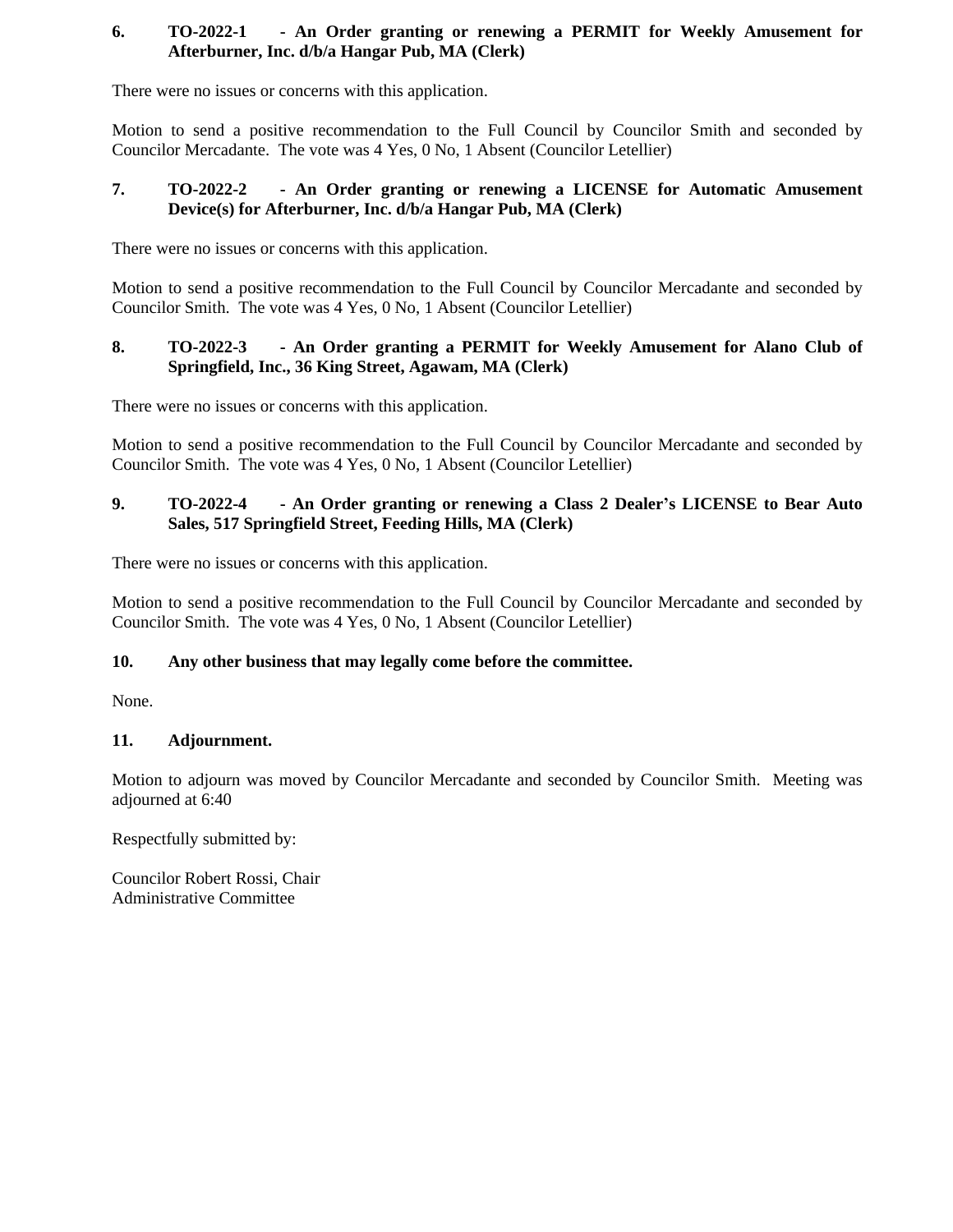**6. TO-2022-1 - An Order granting or renewing a PERMIT for Weekly Amusement for Afterburner, Inc. d/b/a Hangar Pub, MA (Clerk)**

There were no issues or concerns with this application.

Motion to send a positive recommendation to the Full Council by Councilor Smith and seconded by Councilor Mercadante. The vote was 4 Yes, 0 No, 1 Absent (Councilor Letellier)

**7. TO-2022-2 - An Order granting or renewing a LICENSE for Automatic Amusement Device(s) for Afterburner, Inc. d/b/a Hangar Pub, MA (Clerk)**

There were no issues or concerns with this application.

Motion to send a positive recommendation to the Full Council by Councilor Mercadante and seconded by Councilor Smith. The vote was 4 Yes, 0 No, 1 Absent (Councilor Letellier)

**8. TO-2022-3 - An Order granting a PERMIT for Weekly Amusement for Alano Club of Springfield, Inc., 36 King Street, Agawam, MA (Clerk)**

There were no issues or concerns with this application.

Motion to send a positive recommendation to the Full Council by Councilor Mercadante and seconded by Councilor Smith. The vote was 4 Yes, 0 No, 1 Absent (Councilor Letellier)

**9. TO-2022-4 - An Order granting or renewing a Class 2 Dealer's LICENSE to Bear Auto Sales, 517 Springfield Street, Feeding Hills, MA (Clerk)**

There were no issues or concerns with this application.

Motion to send a positive recommendation to the Full Council by Councilor Mercadante and seconded by Councilor Smith. The vote was 4 Yes, 0 No, 1 Absent (Councilor Letellier)

**10. Any other business that may legally come before the committee.**

None.

**11. Adjournment.**

Motion to adjourn was moved by Councilor Mercadante and seconded by Councilor Smith. Meeting was adjourned at 6:40

Respectfully submitted by:

Councilor Robert Rossi, Chair
Administrative Committee